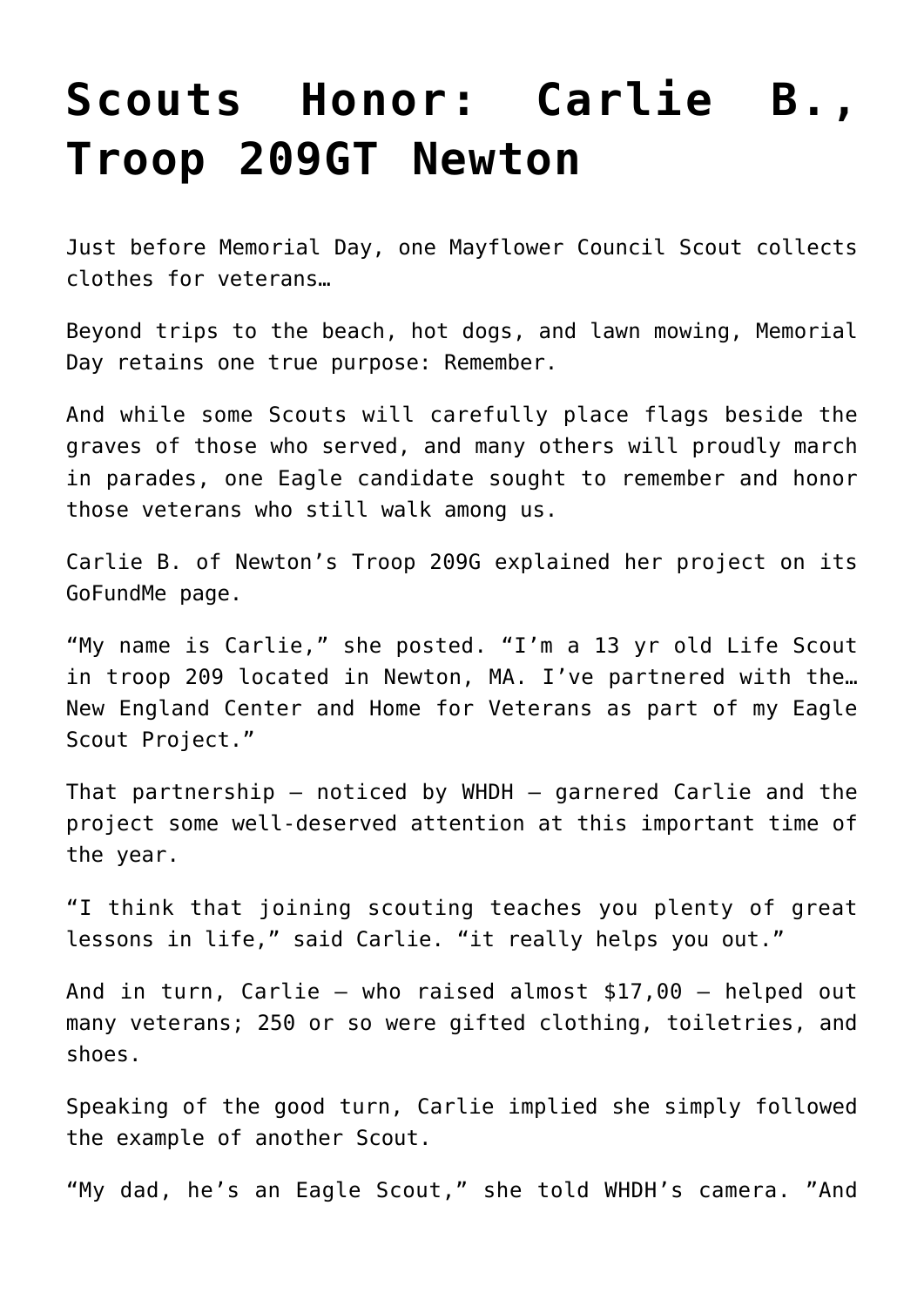# Scouts Honor: Carlie B., Troop 209GT Newton

Just before Memorial Day, one Mayflower Council Scout collects clothes for veterans…

Beyond trips to the beach, hot dogs, and lawn mowing, Memorial Day retains one true purpose: Remember.

And while some Scouts will carefully place flags beside the graves of those who served, and many others will proudly march in parades, one Eagle candidate sought to remember and honor those veterans who still walk among us.

Carlie B. of Newton's Troop 209G explained her project on its GoFundMe page.

"My name is Carlie," she posted. "I'm a 13 yr old Life Scout in troop 209 located in Newton, MA. I've partnered with the… New England Center and Home for Veterans as part of my Eagle Scout Project."

That partnership – noticed by WHDH – garnered Carlie and the project some well-deserved attention at this important time of the year.

"I think that joining scouting teaches you plenty of great lessons in life," said Carlie. "it really helps you out."

And in turn, Carlie – who raised almost $17,00 – helped out many veterans; 250 or so were gifted clothing, toiletries, and shoes.

Speaking of the good turn, Carlie implied she simply followed the example of another Scout.

"My dad, he's an Eagle Scout," she told WHDH's camera. "And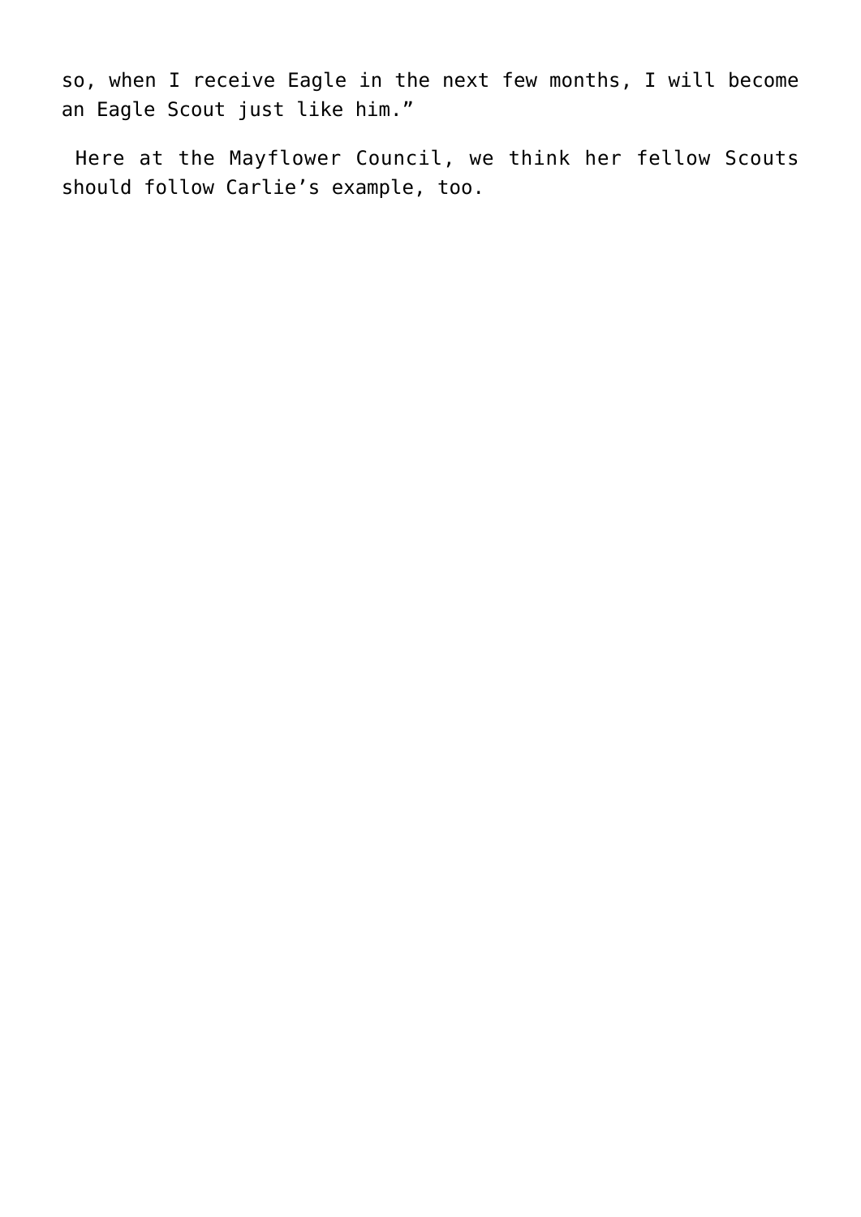so, when I receive Eagle in the next few months, I will become an Eagle Scout just like him."

Here at the Mayflower Council, we think her fellow Scouts should follow Carlie's example, too.